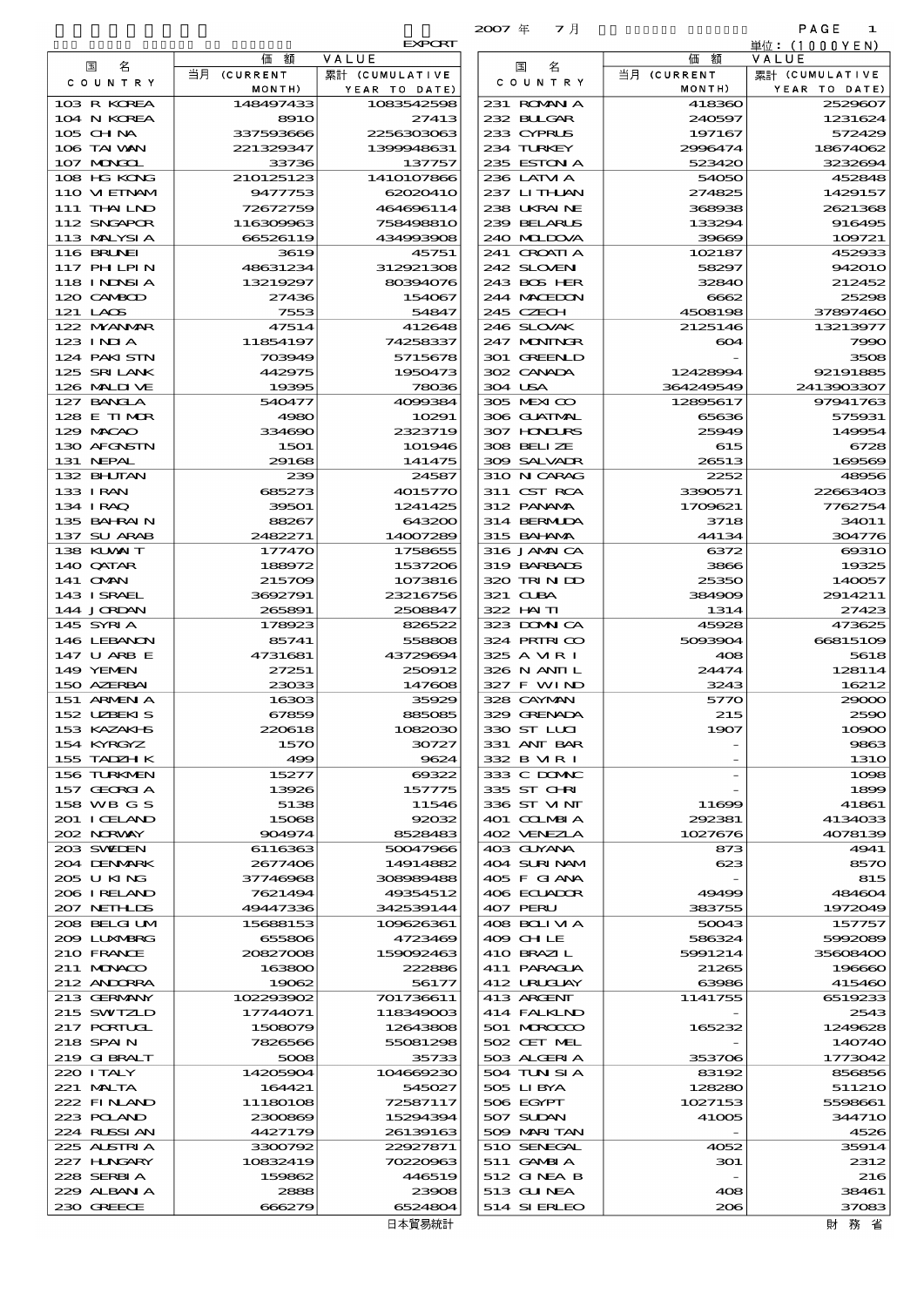EXPORT

2007 年 7 月

単位：(1000YEN)

| 国名 COUNTRY | 価額 VALUE 当月 (CURRENT MONTH) | 累計 (CUMULATIVE YEAR TO DATE) | 国名 COUNTRY | 価額 VALUE 当月 (CURRENT MONTH) | 累計 (CUMULATIVE YEAR TO DATE) |
|---|---|---|---|---|---|
| 103 R KOREA | 148497433 | 1083542598 | 231 ROMANIA | 418360 | 2529607 |
| 104 N KOREA | 8910 | 27413 | 232 BULGAR | 240597 | 1231624 |
| 105 CHINA | 337593666 | 2256303063 | 233 CYPRUS | 197167 | 572429 |
| 106 TAIWAN | 221329347 | 1399948631 | 234 TURKEY | 2996474 | 18674062 |
| 107 MONGOL | 33736 | 137757 | 235 ESTONIA | 523420 | 3232694 |
| 108 HG KONG | 210125123 | 1410107866 | 236 LATVIA | 54050 | 452848 |
| 110 VIETNAM | 9477753 | 62020410 | 237 LITHUAN | 274825 | 1429157 |
| 111 THAILND | 72672759 | 464696114 | 238 UKRAINE | 368938 | 2621368 |
| 112 SNGAPOR | 116309963 | 758498810 | 239 BELARUS | 133294 | 916495 |
| 113 MALYSIA | 66526119 | 434993908 | 240 MOLDOVA | 39669 | 109721 |
| 116 BRUNEI | 3619 | 45751 | 241 CROATIA | 102187 | 452933 |
| 117 PHILPIN | 48631234 | 312921308 | 242 SLOVEN | 58297 | 942010 |
| 118 INDNSIA | 13219297 | 80394076 | 243 BOS HER | 32840 | 212452 |
| 120 CAMBOD | 27436 | 154067 | 244 MACEDON | 6662 | 25298 |
| 121 LAOS | 7553 | 54847 | 245 CZECH | 4508198 | 37897460 |
| 122 MYANMAR | 47514 | 412648 | 246 SLOVAK | 2125146 | 13213977 |
| 123 INDIA | 11854197 | 74258337 | 247 MONTNGR | 604 | 7990 |
| 124 PAKISTN | 703949 | 5715678 | 301 GREENLD | - | 3508 |
| 125 SRILANK | 442975 | 1950473 | 302 CANADA | 12428994 | 92191885 |
| 126 MALDIVE | 19395 | 78036 | 304 USA | 364249549 | 2413903307 |
| 127 BANGLA | 540477 | 4099384 | 305 MEXICO | 12895617 | 97941763 |
| 128 E TIMOR | 4980 | 10291 | 306 GUATMAL | 65636 | 575931 |
| 129 MACAO | 334690 | 2323719 | 307 HONDURS | 25949 | 149954 |
| 130 AFGNSTN | 1501 | 101946 | 308 BELIZE | 615 | 6728 |
| 131 NEPAL | 29168 | 141475 | 309 SALVADR | 26513 | 169569 |
| 132 BHUTAN | 239 | 24587 | 310 NICARAG | 2252 | 48956 |
| 133 IRAN | 685273 | 4015770 | 311 CST RCA | 3390571 | 22663403 |
| 134 IRAQ | 39501 | 1241425 | 312 PANAMA | 1709621 | 7762754 |
| 135 BAHRAIN | 88267 | 643200 | 314 BERMUDA | 3718 | 34011 |
| 137 SU ARAB | 2482271 | 14007289 | 315 BAHAMA | 44134 | 304776 |
| 138 KUWAIT | 177470 | 1758655 | 316 JAMAICA | 6372 | 69310 |
| 140 QATAR | 188972 | 1537206 | 319 BARBADS | 3866 | 19325 |
| 141 OMAN | 215709 | 1073816 | 320 TRINDD | 25350 | 140057 |
| 143 ISRAEL | 3692791 | 23216756 | 321 CUBA | 384909 | 2914211 |
| 144 JORDAN | 265891 | 2508847 | 322 HAITI | 1314 | 27423 |
| 145 SYRIA | 178923 | 826522 | 323 DOMNCA | 45928 | 473625 |
| 146 LEBANON | 85741 | 558808 | 324 PRTRICO | 5093904 | 66815109 |
| 147 U ARB E | 4731681 | 43729694 | 325 A VIR I | 408 | 5618 |
| 149 YEMEN | 27251 | 250912 | 326 N ANTIL | 24474 | 128114 |
| 150 AZERBAI | 23033 | 147608 | 327 F WIND | 3243 | 16212 |
| 151 ARMENIA | 16303 | 35929 | 328 CAYMAN | 5770 | 29000 |
| 152 UZBEKIS | 67859 | 885085 | 329 GRENADA | 215 | 2590 |
| 153 KAZAKHS | 220618 | 1082030 | 330 ST LUCI | 1907 | 10900 |
| 154 KYRGYZ | 1570 | 30727 | 331 ANT BAR | - | 9863 |
| 155 TADZHIK | 499 | 9624 | 332 B VIR I | - | 1310 |
| 156 TURKMEN | 15277 | 69322 | 333 C DOMNC | - | 1098 |
| 157 GEORGIA | 13926 | 157775 | 335 ST CHRI | - | 1899 |
| 158 WB G S | 5138 | 11546 | 336 ST VINT | 11699 | 41861 |
| 201 ICELAND | 15068 | 92032 | 401 COLMBIA | 292381 | 4134033 |
| 202 NORWAY | 904974 | 8528483 | 402 VENEZLA | 1027676 | 4078139 |
| 203 SWEDEN | 6116363 | 50047966 | 403 GUYANA | 873 | 4941 |
| 204 DENMARK | 2677406 | 14914882 | 404 SURINAM | 623 | 8570 |
| 205 U KING | 37746968 | 308989488 | 405 F GIANA | - | 815 |
| 206 IRELAND | 7621494 | 49354512 | 406 ECUADOR | 49499 | 484604 |
| 207 NETHLDS | 49447336 | 342539144 | 407 PERU | 383755 | 1972049 |
| 208 BELGIUM | 15688153 | 109626361 | 408 BOLIVIA | 50043 | 157757 |
| 209 LUXMBRG | 655806 | 4723469 | 409 CHILE | 586324 | 5992089 |
| 210 FRANCE | 20827008 | 159092463 | 410 BRAZIL | 5991214 | 35608400 |
| 211 MONACO | 163800 | 222886 | 411 PARAGUA | 21265 | 196660 |
| 212 ANDORRA | 19062 | 56177 | 412 URUGUAY | 63986 | 415460 |
| 213 GERMANY | 102293902 | 701736611 | 413 ARGENT | 1141755 | 6519233 |
| 215 SWITZLD | 17744071 | 118349003 | 414 FALKLND | - | 2543 |
| 217 PORTUGL | 1508079 | 12643808 | 501 MOROCCO | 165232 | 1249628 |
| 218 SPAIN | 7826566 | 55081298 | 502 CET MEL | - | 140740 |
| 219 GIBRALT | 5008 | 35733 | 503 ALGERIA | 353706 | 1773042 |
| 220 ITALY | 14205904 | 104669230 | 504 TUNISIA | 83192 | 856856 |
| 221 MALTA | 164421 | 545027 | 505 LIBYA | 128280 | 511210 |
| 222 FINLAND | 11180108 | 72587117 | 506 EGYPT | 1027153 | 5598661 |
| 223 POLAND | 2300869 | 15294394 | 507 SUDAN | 41005 | 344710 |
| 224 RUSSIAN | 4427179 | 26139163 | 509 MARITAN | - | 4526 |
| 225 AUSTRIA | 3300792 | 22927871 | 510 SENEGAL | 4052 | 35914 |
| 227 HUNGARY | 10832419 | 70220963 | 511 GAMBIA | 301 | 2312 |
| 228 SERBIA | 159862 | 446519 | 512 GINEA B | - | 216 |
| 229 ALBANIA | 2888 | 23908 | 513 GUINEA | 408 | 38461 |
| 230 GREECE | 666279 | 6524804 | 514 SIERLEO | 206 | 37083 |

日本貿易統計　　財務省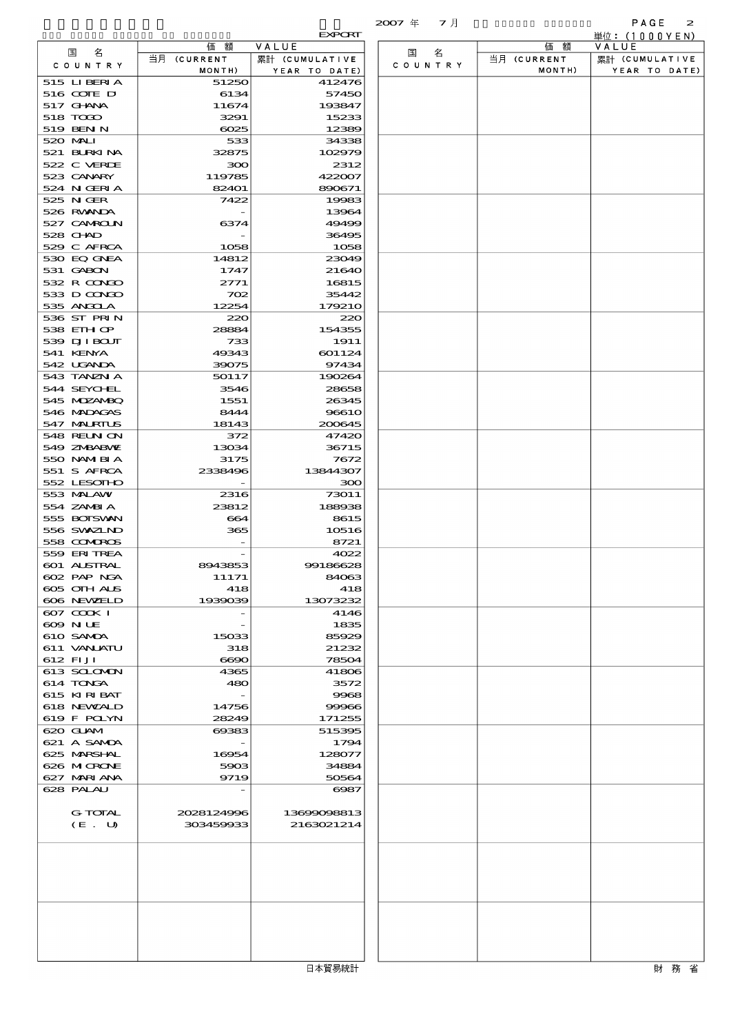EXPORT

2007 年 7 月

単位：(1000YEN)

| 国 名 COUNTRY | 価 額 VALUE 当月 (CURRENT MONTH) | 累計 (CUMULATIVE YEAR TO DATE) |
|---|---|---|
| 515 LIBERIA | 51250 | 412476 |
| 516 COTE D | 6134 | 57450 |
| 517 GHANA | 11674 | 193847 |
| 518 TOGO | 3291 | 15233 |
| 519 BENIN | 6025 | 12389 |
| 520 MALI | 533 | 34338 |
| 521 BURKINA | 32875 | 102979 |
| 522 C VERDE | 300 | 2312 |
| 523 CANARY | 119785 | 422007 |
| 524 NIGERIA | 82401 | 890671 |
| 525 NIGER | 7422 | 19983 |
| 526 RWANDA | - | 13964 |
| 527 CAMROUN | 6374 | 49499 |
| 528 CHAD | - | 36495 |
| 529 C AFRCA | 1058 | 1058 |
| 530 EQ GNEA | 14812 | 23049 |
| 531 GABON | 1747 | 21640 |
| 532 R CONGO | 2771 | 16815 |
| 533 D CONGO | 702 | 35442 |
| 535 ANGOLA | 12254 | 179210 |
| 536 ST PRIN | 220 | 220 |
| 538 ETHIOP | 28884 | 154355 |
| 539 DJIBOUT | 733 | 1911 |
| 541 KENYA | 49343 | 601124 |
| 542 UGANDA | 39075 | 97434 |
| 543 TANZNIA | 50117 | 190264 |
| 544 SEYCHEL | 3546 | 28658 |
| 545 MOZAMBQ | 1551 | 26345 |
| 546 MADAGAS | 8444 | 96610 |
| 547 MAURTUS | 18143 | 200645 |
| 548 REUNION | 372 | 47420 |
| 549 ZMBABWE | 13034 | 36715 |
| 550 NAMIBIA | 3175 | 7672 |
| 551 S AFRCA | 2338496 | 13844307 |
| 552 LESOTHO | - | 300 |
| 553 MALAWI | 2316 | 73011 |
| 554 ZAMBIA | 23812 | 188938 |
| 555 BOTSWAN | 664 | 8615 |
| 556 SWAZLND | 365 | 10516 |
| 558 COMOROS | - | 8721 |
| 559 ERITREA | - | 4022 |
| 601 AUSTRAL | 8943853 | 99186628 |
| 602 PAP NGA | 11171 | 84063 |
| 605 OTH AUS | 418 | 418 |
| 606 NEWZELD | 1939039 | 13073232 |
| 607 COOK I | - | 4146 |
| 609 NIUE | - | 1835 |
| 610 SAMOA | 15033 | 85929 |
| 611 VANUATU | 318 | 21232 |
| 612 FIJI | 6690 | 78504 |
| 613 SOLOMON | 4365 | 41806 |
| 614 TONGA | 480 | 3572 |
| 615 KIRIBAT | - | 9968 |
| 618 NEWCALD | 14756 | 99966 |
| 619 F POLYN | 28249 | 171255 |
| 620 GUAM | 69383 | 515395 |
| 621 A SAMOA | - | 1794 |
| 625 MARSHAL | 16954 | 128077 |
| 626 MICRONE | 5903 | 34884 |
| 627 MARIANA | 9719 | 50564 |
| 628 PALAU | - | 6987 |
| G-TOTAL | 2028124996 | 13699098813 |
| (E. U) | 303459933 | 2163021214 |

日本貿易統計

財 務 省